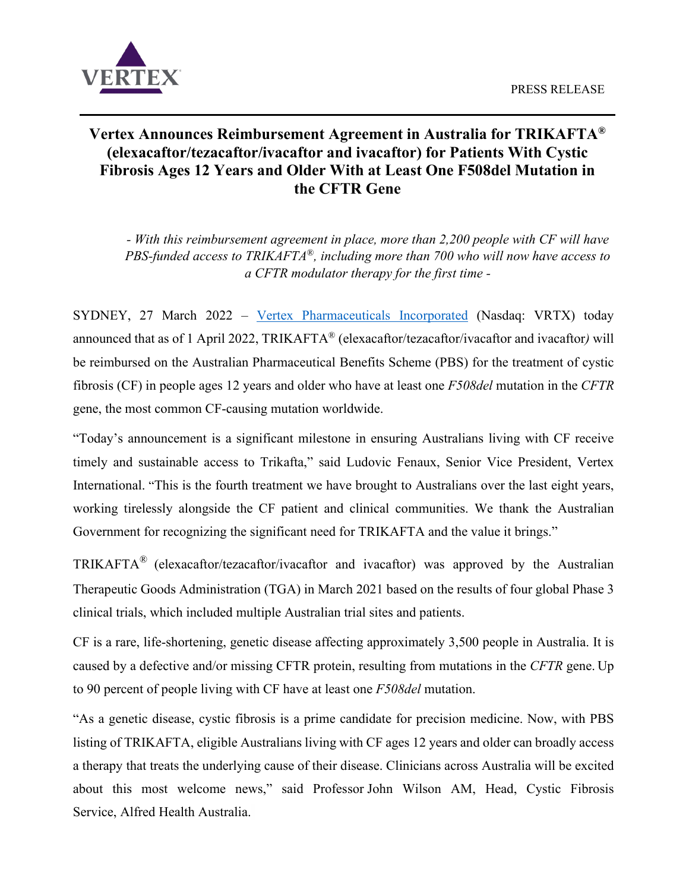PRESS RELEASE

# Vertex Announces Reimbursement Agreement in Australia for TRIKAFTA® (elexacaftor/tezacaftor/ivacaftor and ivacaftor) for Patients With Cystic Fibrosis Ages 12 Years and Older With at Least One F508del Mutation in the CFTR Gene

*- With this reimbursement agreement in place, more than 2,200 people with CF will have PBS-funded access to TRIKAFTA®, including more than 700 who will now have access to a CFTR modulator therapy for the first time -*

SYDNEY, 27 March 2022 – [Vertex Pharmaceuticals Incorporated](https://www.vrtx.com) (Nasdaq: VRTX) today announced that as of 1 April 2022, TRIKAFTA® (elexacaftor/tezacaftor/ivacaftor and ivacaftor*)* will be reimbursed on the Australian Pharmaceutical Benefits Scheme (PBS) for the treatment of cystic fibrosis (CF) in people ages 12 years and older who have at least one *F508del* mutation in the *CFTR* gene, the most common CF-causing mutation worldwide.

"Today's announcement is a significant milestone in ensuring Australians living with CF receive timely and sustainable access to Trikafta," said Ludovic Fenaux, Senior Vice President, Vertex International. "This is the fourth treatment we have brought to Australians over the last eight years, working tirelessly alongside the CF patient and clinical communities. We thank the Australian Government for recognizing the significant need for TRIKAFTA and the value it brings."

TRIKAFTA® (elexacaftor/tezacaftor/ivacaftor and ivacaftor) was approved by the Australian Therapeutic Goods Administration (TGA) in March 2021 based on the results of four global Phase 3 clinical trials, which included multiple Australian trial sites and patients.

CF is a rare, life-shortening, genetic disease affecting approximately 3,500 people in Australia. It is caused by a defective and/or missing CFTR protein, resulting from mutations in the *CFTR* gene. Up to 90 percent of people living with CF have at least one *F508del* mutation.

"As a genetic disease, cystic fibrosis is a prime candidate for precision medicine. Now, with PBS listing of TRIKAFTA, eligible Australians living with CF ages 12 years and older can broadly access a therapy that treats the underlying cause of their disease. Clinicians across Australia will be excited about this most welcome news," said Professor John Wilson AM, Head, Cystic Fibrosis Service, Alfred Health Australia.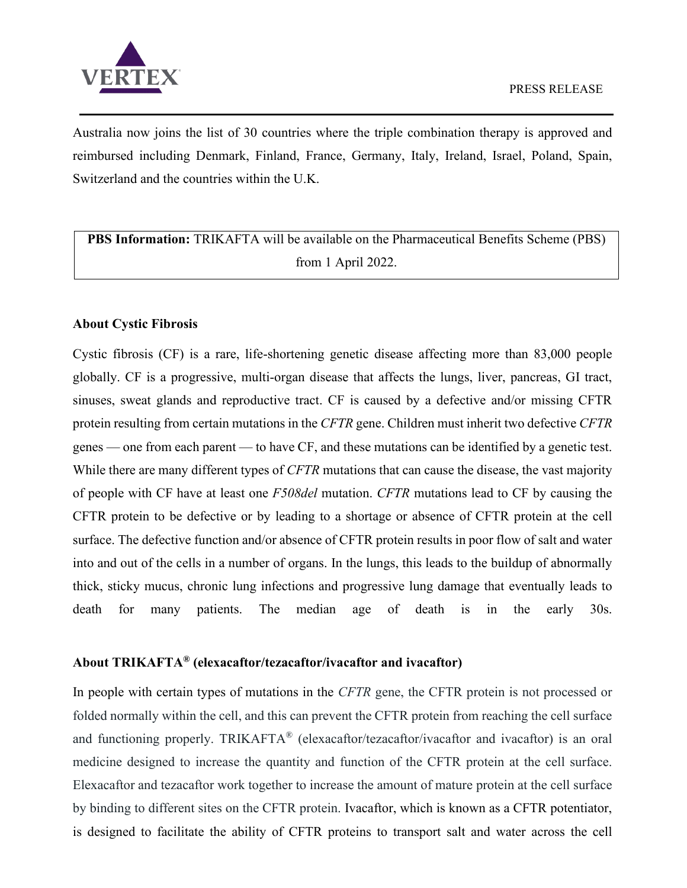Australia now joins the list of 30 countries where the triple combination therapy is approved and reimbursed including Denmark, Finland, France, Germany, Italy, Ireland, Israel, Poland, Spain, Switzerland and the countries within the U.K.

**PBS Information:** TRIKAFTA will be available on the Pharmaceutical Benefits Scheme (PBS) from 1 April 2022.

**About Cystic Fibrosis**

Cystic fibrosis (CF) is a rare, life-shortening genetic disease affecting more than 83,000 people globally. CF is a progressive, multi-organ disease that affects the lungs, liver, pancreas, GI tract, sinuses, sweat glands and reproductive tract. CF is caused by a defective and/or missing CFTR protein resulting from certain mutations in the *CFTR* gene. Children must inherit two defective *CFTR* genes — one from each parent — to have CF, and these mutations can be identified by a genetic test. While there are many different types of *CFTR* mutations that can cause the disease, the vast majority of people with CF have at least one *F508del* mutation. *CFTR* mutations lead to CF by causing the CFTR protein to be defective or by leading to a shortage or absence of CFTR protein at the cell surface. The defective function and/or absence of CFTR protein results in poor flow of salt and water into and out of the cells in a number of organs. In the lungs, this leads to the buildup of abnormally thick, sticky mucus, chronic lung infections and progressive lung damage that eventually leads to death for many patients. The median age of death is in the early 30s.

**About TRIKAFTA® (elexacaftor/tezacaftor/ivacaftor and ivacaftor)**

In people with certain types of mutations in the *CFTR* gene, the CFTR protein is not processed or folded normally within the cell, and this can prevent the CFTR protein from reaching the cell surface and functioning properly. TRIKAFTA® (elexacaftor/tezacaftor/ivacaftor and ivacaftor) is an oral medicine designed to increase the quantity and function of the CFTR protein at the cell surface. Elexacaftor and tezacaftor work together to increase the amount of mature protein at the cell surface by binding to different sites on the CFTR protein. Ivacaftor, which is known as a CFTR potentiator, is designed to facilitate the ability of CFTR proteins to transport salt and water across the cell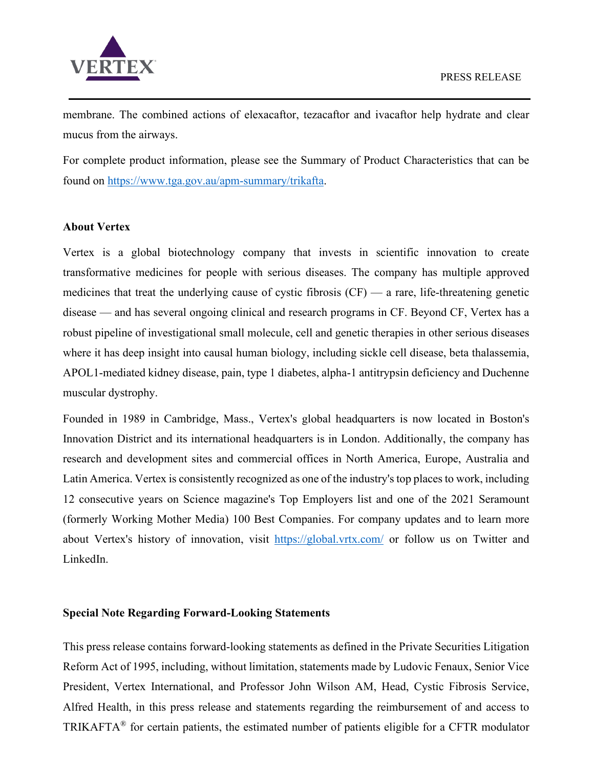membrane. The combined actions of elexacaftor, tezacaftor and ivacaftor help hydrate and clear mucus from the airways.

For complete product information, please see the Summary of Product Characteristics that can be found on https://www.tga.gov.au/apm-summary/trikafta.

**About Vertex**

Vertex is a global biotechnology company that invests in scientific innovation to create transformative medicines for people with serious diseases. The company has multiple approved medicines that treat the underlying cause of cystic fibrosis (CF) — a rare, life-threatening genetic disease — and has several ongoing clinical and research programs in CF. Beyond CF, Vertex has a robust pipeline of investigational small molecule, cell and genetic therapies in other serious diseases where it has deep insight into causal human biology, including sickle cell disease, beta thalassemia, APOL1-mediated kidney disease, pain, type 1 diabetes, alpha-1 antitrypsin deficiency and Duchenne muscular dystrophy.

Founded in 1989 in Cambridge, Mass., Vertex's global headquarters is now located in Boston's Innovation District and its international headquarters is in London. Additionally, the company has research and development sites and commercial offices in North America, Europe, Australia and Latin America. Vertex is consistently recognized as one of the industry's top places to work, including 12 consecutive years on Science magazine's Top Employers list and one of the 2021 Seramount (formerly Working Mother Media) 100 Best Companies. For company updates and to learn more about Vertex's history of innovation, visit https://global.vrtx.com/ or follow us on Twitter and LinkedIn.

**Special Note Regarding Forward-Looking Statements**

This press release contains forward-looking statements as defined in the Private Securities Litigation Reform Act of 1995, including, without limitation, statements made by Ludovic Fenaux, Senior Vice President, Vertex International, and Professor John Wilson AM, Head, Cystic Fibrosis Service, Alfred Health, in this press release and statements regarding the reimbursement of and access to TRIKAFTA® for certain patients, the estimated number of patients eligible for a CFTR modulator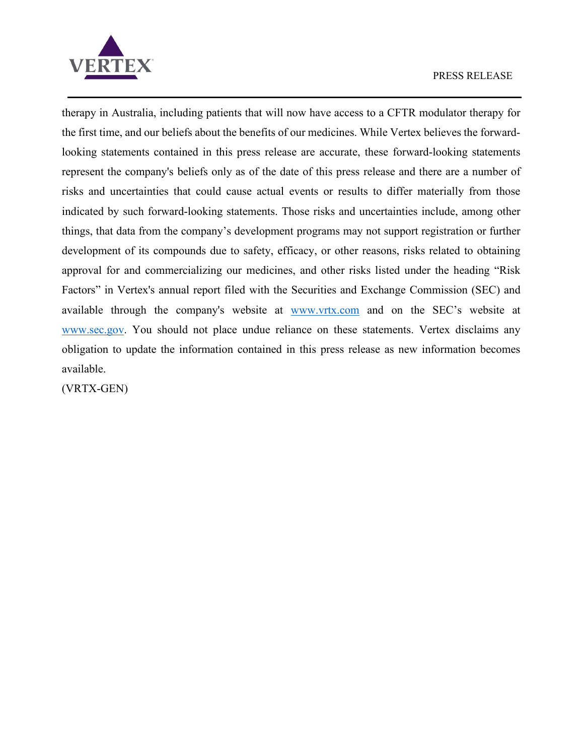therapy in Australia, including patients that will now have access to a CFTR modulator therapy for the first time, and our beliefs about the benefits of our medicines. While Vertex believes the forward-looking statements contained in this press release are accurate, these forward-looking statements represent the company's beliefs only as of the date of this press release and there are a number of risks and uncertainties that could cause actual events or results to differ materially from those indicated by such forward-looking statements. Those risks and uncertainties include, among other things, that data from the company's development programs may not support registration or further development of its compounds due to safety, efficacy, or other reasons, risks related to obtaining approval for and commercializing our medicines, and other risks listed under the heading "Risk Factors" in Vertex's annual report filed with the Securities and Exchange Commission (SEC) and available through the company's website at [www.vrtx.com](http://www.vrtx.com) and on the SEC's website at [www.sec.gov](http://www.sec.gov). You should not place undue reliance on these statements. Vertex disclaims any obligation to update the information contained in this press release as new information becomes available.

(VRTX-GEN)